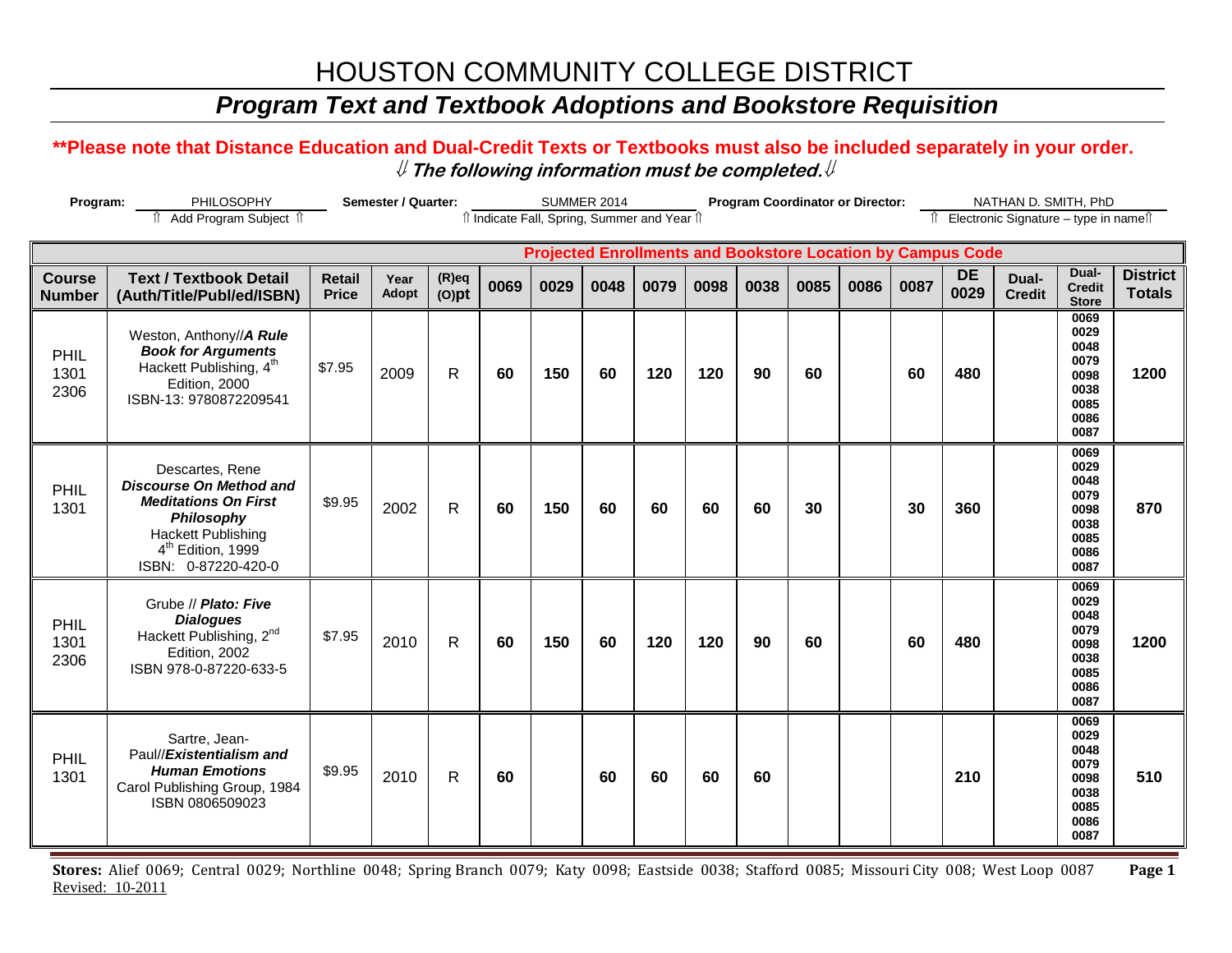# HOUSTON COMMUNITY COLLEGE DISTRICT

## *Program Text and Textbook Adoptions and Bookstore Requisition*

**\*\*Please note that Distance Education and Dual-Credit Texts or Textbooks must also be included separately in your order.**

***⇓ The following information must be completed.⇓***

**Program:** PHILOSOPHY
⇑ Add Program Subject ⇑

**Semester / Quarter:** SUMMER 2014
⇑ Indicate Fall, Spring, Summer and Year ⇑

**Program Coordinator or Director:** NATHAN D. SMITH, PhD
⇑ Electronic Signature – type in name⇑

| | | | | | Projected Enrollments and Bookstore Location by Campus Code | | | | | | | | | | | | |
|---|---|---|---|---|---|---|---|---|---|---|---|---|---|---|---|---|---|
| **Course Number** | **Text / Textbook Detail (Auth/Title/Publ/ed/ISBN)** | **Retail Price** | **Year Adopt** | **(R)eq (O)pt** | **0069** | **0029** | **0048** | **0079** | **0098** | **0038** | **0085** | **0086** | **0087** | **DE 0029** | **Dual-Credit** | **Dual-Credit Store** | **District Totals** |
| PHIL 1301 2306 | Weston, Anthony//***A Rule Book for Arguments*** Hackett Publishing, 4th Edition, 2000 ISBN-13: 9780872209541 | $7.95 | 2009 | R | **60** | **150** | **60** | **120** | **120** | **90** | **60** | | **60** | **480** | | 0069 0029 0048 0079 0098 0038 0085 0086 0087 | **1200** |
| PHIL 1301 | Descartes, Rene ***Discourse On Method and Meditations On First Philosophy*** Hackett Publishing 4th Edition, 1999 ISBN: 0-87220-420-0 | $9.95 | 2002 | R | **60** | **150** | **60** | **60** | **60** | **60** | **30** | | **30** | **360** | | 0069 0029 0048 0079 0098 0038 0085 0086 0087 | **870** |
| PHIL 1301 2306 | Grube // ***Plato: Five Dialogues*** Hackett Publishing, 2nd Edition, 2002 ISBN 978-0-87220-633-5 | $7.95 | 2010 | R | **60** | **150** | **60** | **120** | **120** | **90** | **60** | | **60** | **480** | | 0069 0029 0048 0079 0098 0038 0085 0086 0087 | **1200** |
| PHIL 1301 | Sartre, Jean-Paul//***Existentialism and Human Emotions*** Carol Publishing Group, 1984 ISBN 0806509023 | $9.95 | 2010 | R | **60** | | **60** | **60** | **60** | **60** | | | | **210** | | 0069 0029 0048 0079 0098 0038 0085 0086 0087 | **510** |

**Stores:** Alief 0069; Central 0029; Northline 0048; Spring Branch 0079; Katy 0098; Eastside 0038; Stafford 0085; Missouri City 008; West Loop 0087

Revised: 10-2011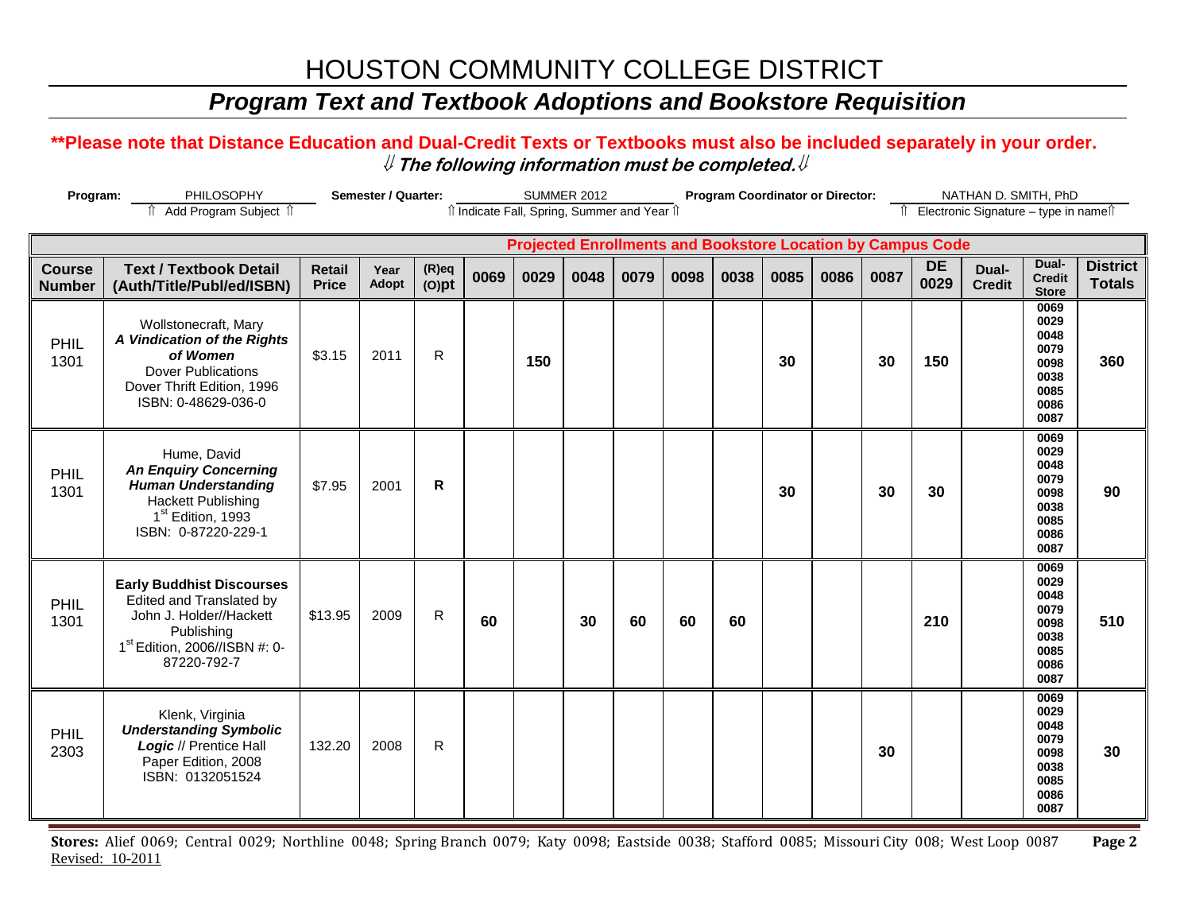# HOUSTON COMMUNITY COLLEGE DISTRICT

## *Program Text and Textbook Adoptions and Bookstore Requisition*

**\*\*Please note that Distance Education and Dual-Credit Texts or Textbooks must also be included separately in your order.**

**⇓ *The following information must be completed.* ⇓**

**Program:** PHILOSOPHY (⇑ Add Program Subject ⇑) **Semester / Quarter:** SUMMER 2012 (⇑ Indicate Fall, Spring, Summer and Year ⇑) **Program Coordinator or Director:** NATHAN D. SMITH, PhD (⇑ Electronic Signature – type in name ⇑)

| | | | | | Projected Enrollments and Bookstore Location by Campus Code | | | | | | | | | | | | |
|---|---|---|---|---|---|---|---|---|---|---|---|---|---|---|---|---|---|
| **Course Number** | **Text / Textbook Detail (Auth/Title/Publ/ed/ISBN)** | **Retail Price** | **Year Adopt** | **(R)eq (O)pt** | **0069** | **0029** | **0048** | **0079** | **0098** | **0038** | **0085** | **0086** | **0087** | **DE 0029** | **Dual-Credit** | **Dual-Credit Store** | **District Totals** |
| PHIL 1301 | Wollstonecraft, Mary ***A Vindication of the Rights of Women*** Dover Publications Dover Thrift Edition, 1996 ISBN: 0-48629-036-0 | $3.15 | 2011 | R | | **150** | | | | | **30** | | **30** | **150** | | 0069 0029 0048 0079 0098 0038 0085 0086 0087 | **360** |
| PHIL 1301 | Hume, David ***An Enquiry Concerning Human Understanding*** Hackett Publishing 1st Edition, 1993 ISBN: 0-87220-229-1 | $7.95 | 2001 | **R** | | | | | | | **30** | | **30** | **30** | | 0069 0029 0048 0079 0098 0038 0085 0086 0087 | **90** |
| PHIL 1301 | **Early Buddhist Discourses** Edited and Translated by John J. Holder//Hackett Publishing 1st Edition, 2006//ISBN #: 0-87220-792-7 | $13.95 | 2009 | R | **60** | | **30** | **60** | **60** | **60** | | | | **210** | | 0069 0029 0048 0079 0098 0038 0085 0086 0087 | **510** |
| PHIL 2303 | Klenk, Virginia ***Understanding Symbolic Logic*** // Prentice Hall Paper Edition, 2008 ISBN: 0132051524 | 132.20 | 2008 | R | | | | | | | | | **30** | | | 0069 0029 0048 0079 0098 0038 0085 0086 0087 | **30** |

**Stores:** Alief 0069; Central 0029; Northline 0048; Spring Branch 0079; Katy 0098; Eastside 0038; Stafford 0085; Missouri City 008; West Loop 0087

Revised: 10-2011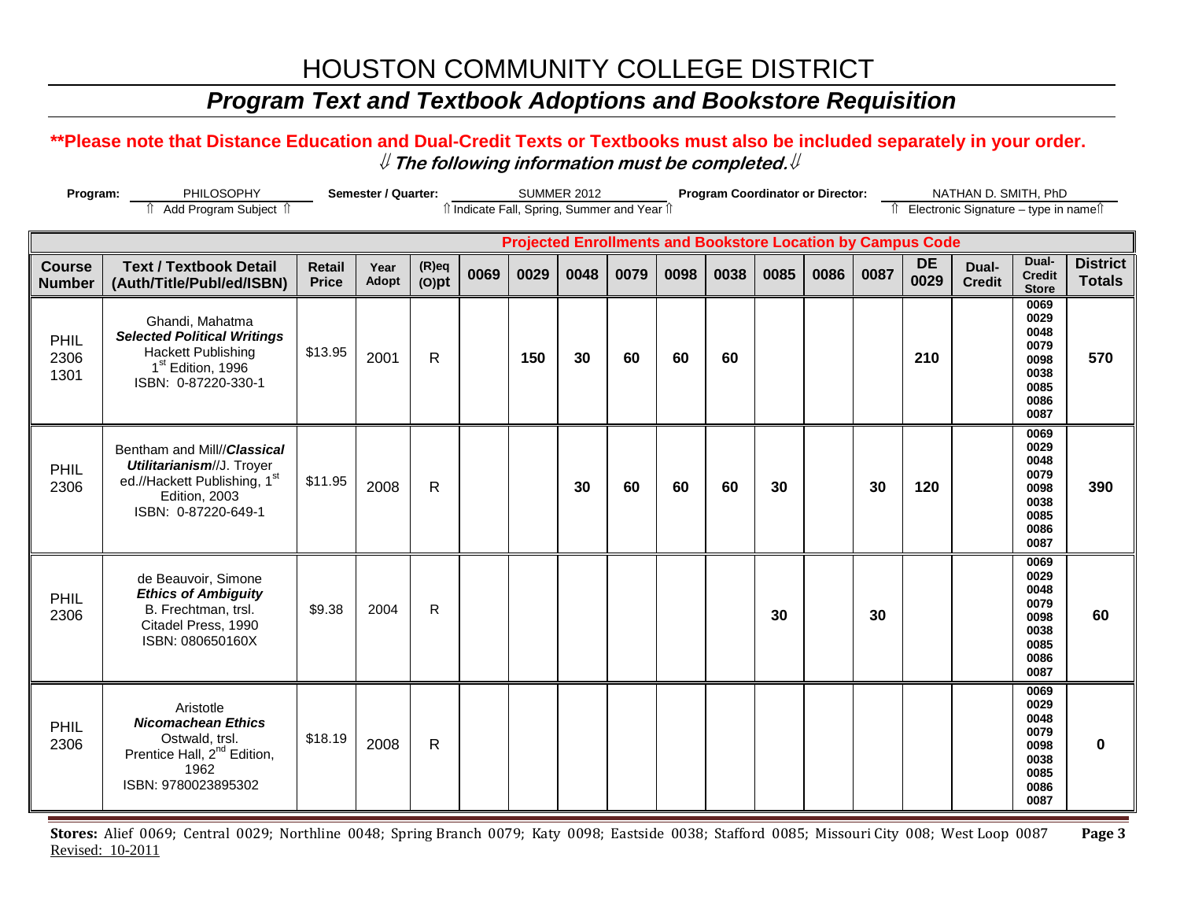# HOUSTON COMMUNITY COLLEGE DISTRICT

## *Program Text and Textbook Adoptions and Bookstore Requisition*

**\*\*Please note that Distance Education and Dual-Credit Texts or Textbooks must also be included separately in your order.**

***⇓ The following information must be completed.⇓***

**Program:** PHILOSOPHY (⇑ Add Program Subject ⇑) **Semester / Quarter:** SUMMER 2012 (⇑ Indicate Fall, Spring, Summer and Year ⇑) **Program Coordinator or Director:** NATHAN D. SMITH, PhD (⇑ Electronic Signature – type in name⇑)

| | | | | | Projected Enrollments and Bookstore Location by Campus Code | | | | | | | | | | | | |
|---|---|---|---|---|---|---|---|---|---|---|---|---|---|---|---|---|---|
| **Course Number** | **Text / Textbook Detail (Auth/Title/Publ/ed/ISBN)** | **Retail Price** | **Year Adopt** | **(R)eq (O)pt** | **0069** | **0029** | **0048** | **0079** | **0098** | **0038** | **0085** | **0086** | **0087** | **DE 0029** | **Dual-Credit** | **Dual-Credit Store** | **District Totals** |
| PHIL 2306 1301 | Ghandi, Mahatma ***Selected Political Writings*** Hackett Publishing 1st Edition, 1996 ISBN: 0-87220-330-1 | $13.95 | 2001 | R | | **150** | **30** | **60** | **60** | **60** | | | | **210** | | 0069 0029 0048 0079 0098 0038 0085 0086 0087 | **570** |
| PHIL 2306 | Bentham and Mill//***Classical Utilitarianism***//J. Troyer ed.//Hackett Publishing, 1st Edition, 2003 ISBN: 0-87220-649-1 | $11.95 | 2008 | R | | | **30** | **60** | **60** | **60** | **30** | | **30** | **120** | | 0069 0029 0048 0079 0098 0038 0085 0086 0087 | **390** |
| PHIL 2306 | de Beauvoir, Simone ***Ethics of Ambiguity*** B. Frechtman, trsl. Citadel Press, 1990 ISBN: 080650160X | $9.38 | 2004 | R | | | | | | | **30** | | **30** | | | 0069 0029 0048 0079 0098 0038 0085 0086 0087 | **60** |
| PHIL 2306 | Aristotle ***Nicomachean Ethics*** Ostwald, trsl. Prentice Hall, 2nd Edition, 1962 ISBN: 9780023895302 | $18.19 | 2008 | R | | | | | | | | | | | | 0069 0029 0048 0079 0098 0038 0085 0086 0087 | **0** |

**Stores:** Alief 0069; Central 0029; Northline 0048; Spring Branch 0079; Katy 0098; Eastside 0038; Stafford 0085; Missouri City 008; West Loop 0087

Revised: 10-2011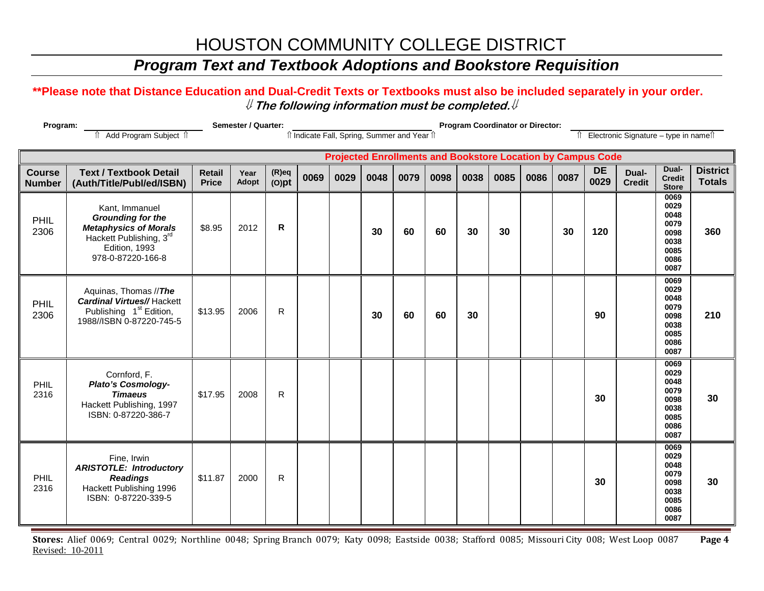# HOUSTON COMMUNITY COLLEGE DISTRICT

## *Program Text and Textbook Adoptions and Bookstore Requisition*

**\*\*Please note that Distance Education and Dual-Credit Texts or Textbooks must also be included separately in your order.**

⇓ ***The following information must be completed.*** ⇓

**Program:** ________________ ⇑ Add Program Subject ⇑ **Semester / Quarter:** ________________ ⇑ Indicate Fall, Spring, Summer and Year ⇑ **Program Coordinator or Director:** ________________ ⇑ Electronic Signature – type in name ⇑

| | | | | | **Projected Enrollments and Bookstore Location by Campus Code** | | | | | | | | | | | | |
|---|---|---|---|---|---|---|---|---|---|---|---|---|---|---|---|---|---|
| **Course Number** | **Text / Textbook Detail (Auth/Title/Publ/ed/ISBN)** | **Retail Price** | **Year Adopt** | **(R)eq (O)pt** | **0069** | **0029** | **0048** | **0079** | **0098** | **0038** | **0085** | **0086** | **0087** | **DE 0029** | **Dual-Credit** | **Dual-Credit Store** | **District Totals** |
| PHIL 2306 | Kant, Immanuel ***Grounding for the Metaphysics of Morals*** Hackett Publishing, 3rd Edition, 1993 978-0-87220-166-8 | $8.95 | 2012 | **R** | | | **30** | **60** | **60** | **30** | **30** | | **30** | **120** | | 0069 0029 0048 0079 0098 0038 0085 0086 0087 | **360** |
| PHIL 2306 | Aquinas, Thomas //***The Cardinal Virtues//*** Hackett Publishing 1st Edition, 1988//ISBN 0-87220-745-5 | $13.95 | 2006 | R | | | **30** | **60** | **60** | **30** | | | | **90** | | 0069 0029 0048 0079 0098 0038 0085 0086 0087 | **210** |
| PHIL 2316 | Cornford, F. ***Plato's Cosmology- Timaeus*** Hackett Publishing, 1997 ISBN: 0-87220-386-7 | $17.95 | 2008 | R | | | | | | | | | | **30** | | 0069 0029 0048 0079 0098 0038 0085 0086 0087 | **30** |
| PHIL 2316 | Fine, Irwin ***ARISTOTLE: Introductory Readings*** Hackett Publishing 1996 ISBN: 0-87220-339-5 | $11.87 | 2000 | R | | | | | | | | | | **30** | | 0069 0029 0048 0079 0098 0038 0085 0086 0087 | **30** |

**Stores:** Alief 0069; Central 0029; Northline 0048; Spring Branch 0079; Katy 0098; Eastside 0038; Stafford 0085; Missouri City 008; West Loop 0087

Revised: 10-2011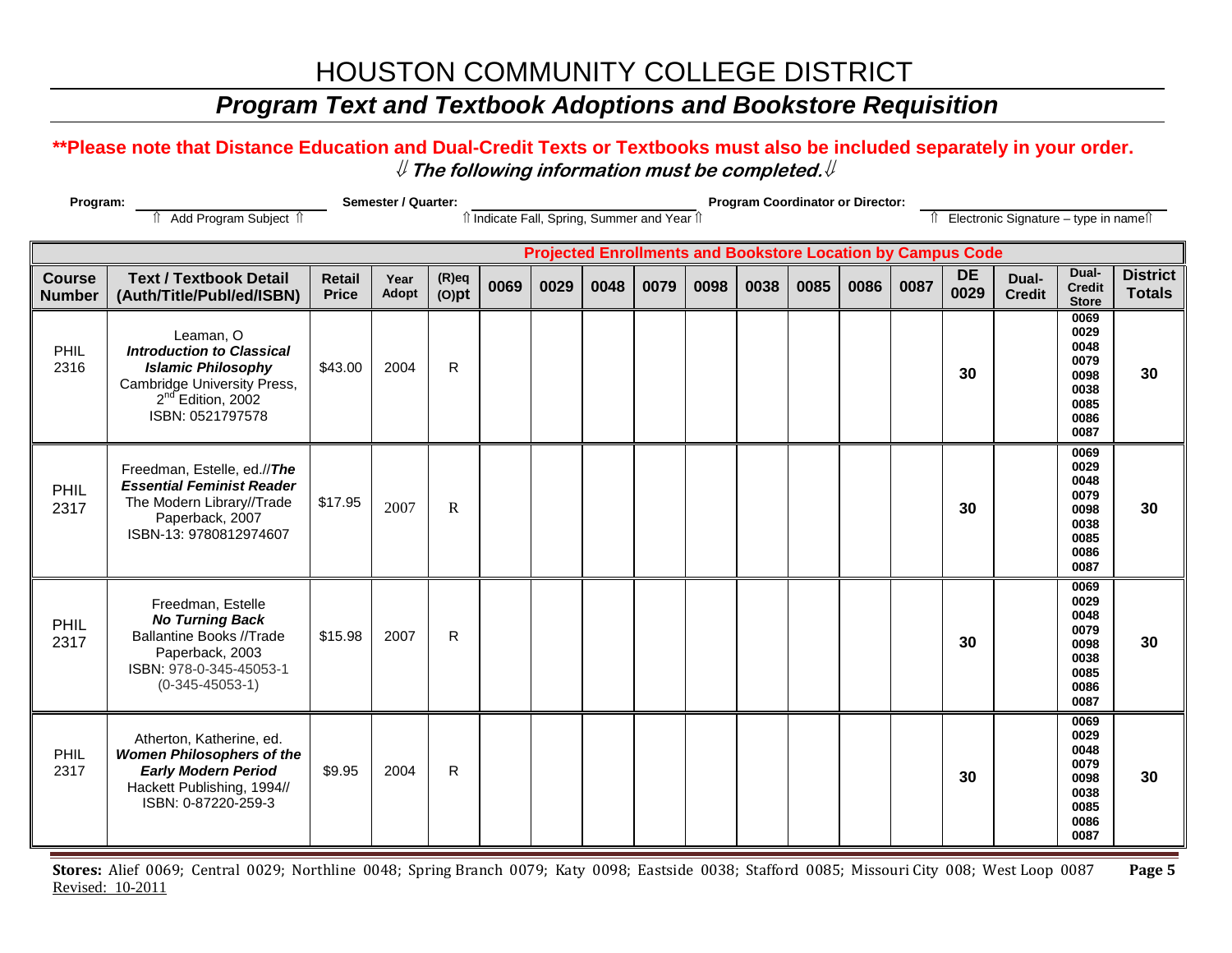# HOUSTON COMMUNITY COLLEGE DISTRICT

## *Program Text and Textbook Adoptions and Bookstore Requisition*

**\*\*Please note that Distance Education and Dual-Credit Texts or Textbooks must also be included separately in your order.**

⇓ ***The following information must be completed.*** ⇓

**Program:** ______________________ **Semester / Quarter:** ______________________ **Program Coordinator or Director:** ______________________

⇑ Add Program Subject ⇑ ⇑ Indicate Fall, Spring, Summer and Year ⇑ ⇑ Electronic Signature – type in name ⇑

| | | | | | Projected Enrollments and Bookstore Location by Campus Code | | | | | | | | | | | | |
|---|---|---|---|---|---|---|---|---|---|---|---|---|---|---|---|---|---|
| **Course Number** | **Text / Textbook Detail (Auth/Title/Publ/ed/ISBN)** | **Retail Price** | **Year Adopt** | **(R)eq (O)pt** | **0069** | **0029** | **0048** | **0079** | **0098** | **0038** | **0085** | **0086** | **0087** | **DE 0029** | **Dual-Credit** | **Dual-Credit Store** | **District Totals** |
| PHIL 2316 | Leaman, O ***Introduction to Classical Islamic Philosophy*** Cambridge University Press, 2nd Edition, 2002 ISBN: 0521797578 | $43.00 | 2004 | R | | | | | | | | | | **30** | | 0069 0029 0048 0079 0098 0038 0085 0086 0087 | **30** |
| PHIL 2317 | Freedman, Estelle, ed.//***The Essential Feminist Reader*** The Modern Library//Trade Paperback, 2007 ISBN-13: 9780812974607 | $17.95 | 2007 | R | | | | | | | | | | **30** | | 0069 0029 0048 0079 0098 0038 0085 0086 0087 | **30** |
| PHIL 2317 | Freedman, Estelle ***No Turning Back*** Ballantine Books //Trade Paperback, 2003 ISBN: 978-0-345-45053-1 (0-345-45053-1) | $15.98 | 2007 | R | | | | | | | | | | **30** | | 0069 0029 0048 0079 0098 0038 0085 0086 0087 | **30** |
| PHIL 2317 | Atherton, Katherine, ed. ***Women Philosophers of the Early Modern Period*** Hackett Publishing, 1994// ISBN: 0-87220-259-3 | $9.95 | 2004 | R | | | | | | | | | | **30** | | 0069 0029 0048 0079 0098 0038 0085 0086 0087 | **30** |

**Stores:** Alief 0069; Central 0029; Northline 0048; Spring Branch 0079; Katy 0098; Eastside 0038; Stafford 0085; Missouri City 008; West Loop 0087

Revised: 10-2011